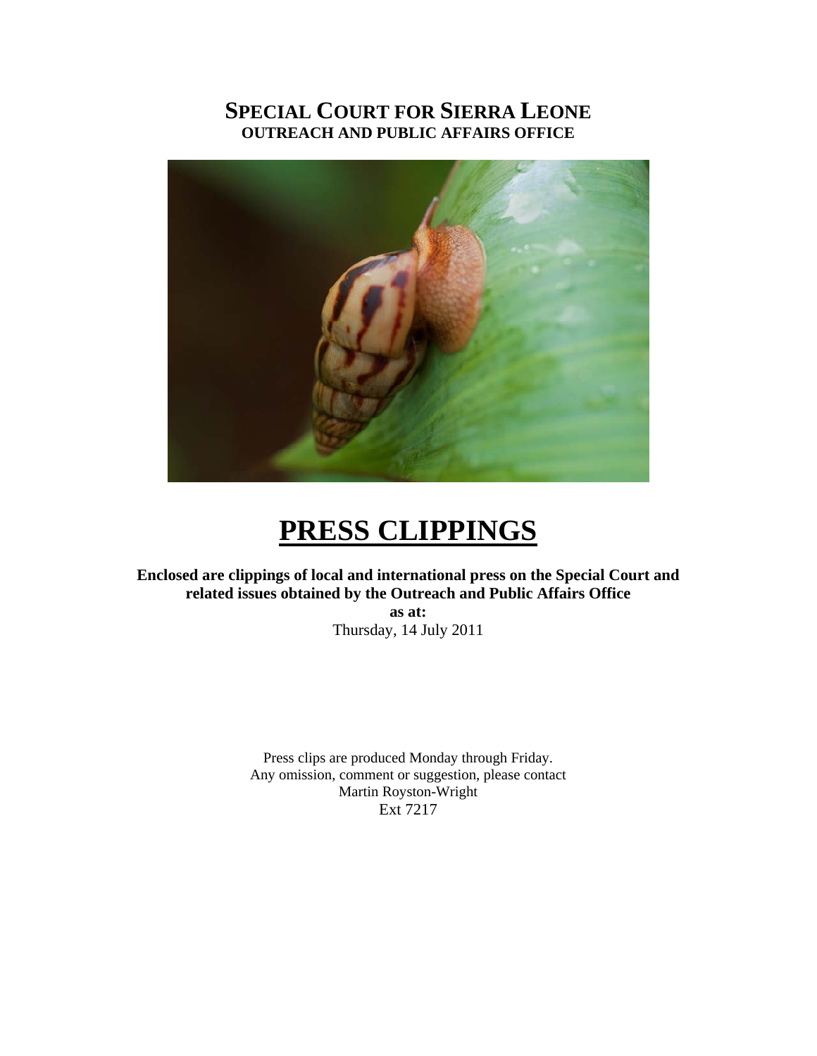# SPECIAL COURT FOR SIERRA LEONE

**OUTREACH AND PUBLIC AFFAIRS OFFICE**

# PRESS CLIPPINGS

**Enclosed are clippings of local and international press on the Special Court and related issues obtained by the Outreach and Public Affairs Office**

**as at:**

Thursday, 14 July 2011

Press clips are produced Monday through Friday.
Any omission, comment or suggestion, please contact
Martin Royston-Wright
Ext 7217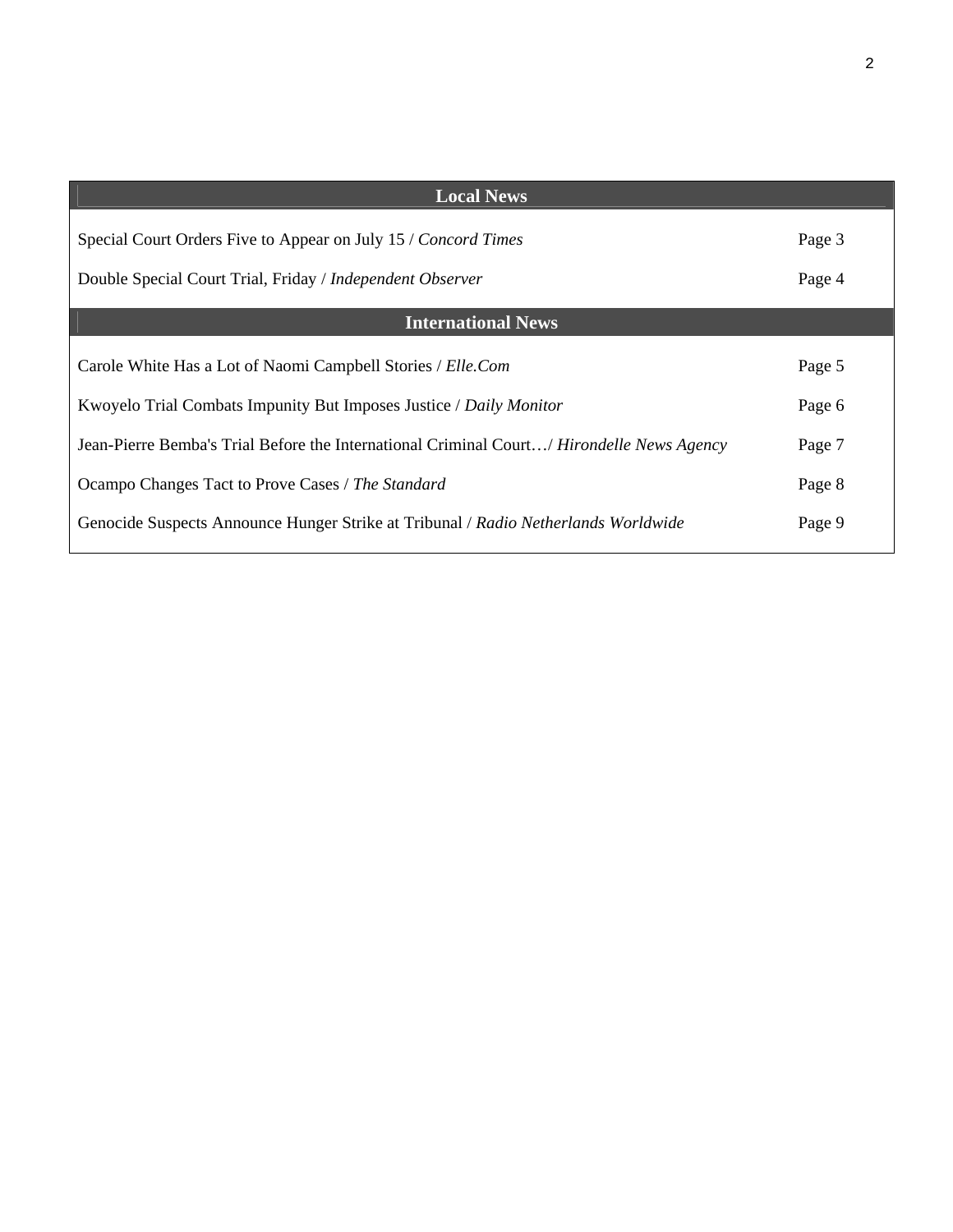| Local News | |
|---|---|
| Special Court Orders Five to Appear on July 15 / *Concord Times* | Page 3 |
| Double Special Court Trial, Friday / *Independent Observer* | Page 4 |
| **International News** | |
| Carole White Has a Lot of Naomi Campbell Stories / *Elle.Com* | Page 5 |
| Kwoyelo Trial Combats Impunity But Imposes Justice / *Daily Monitor* | Page 6 |
| Jean-Pierre Bemba's Trial Before the International Criminal Court…/ *Hirondelle News Agency* | Page 7 |
| Ocampo Changes Tact to Prove Cases / *The Standard* | Page 8 |
| Genocide Suspects Announce Hunger Strike at Tribunal / *Radio Netherlands Worldwide* | Page 9 |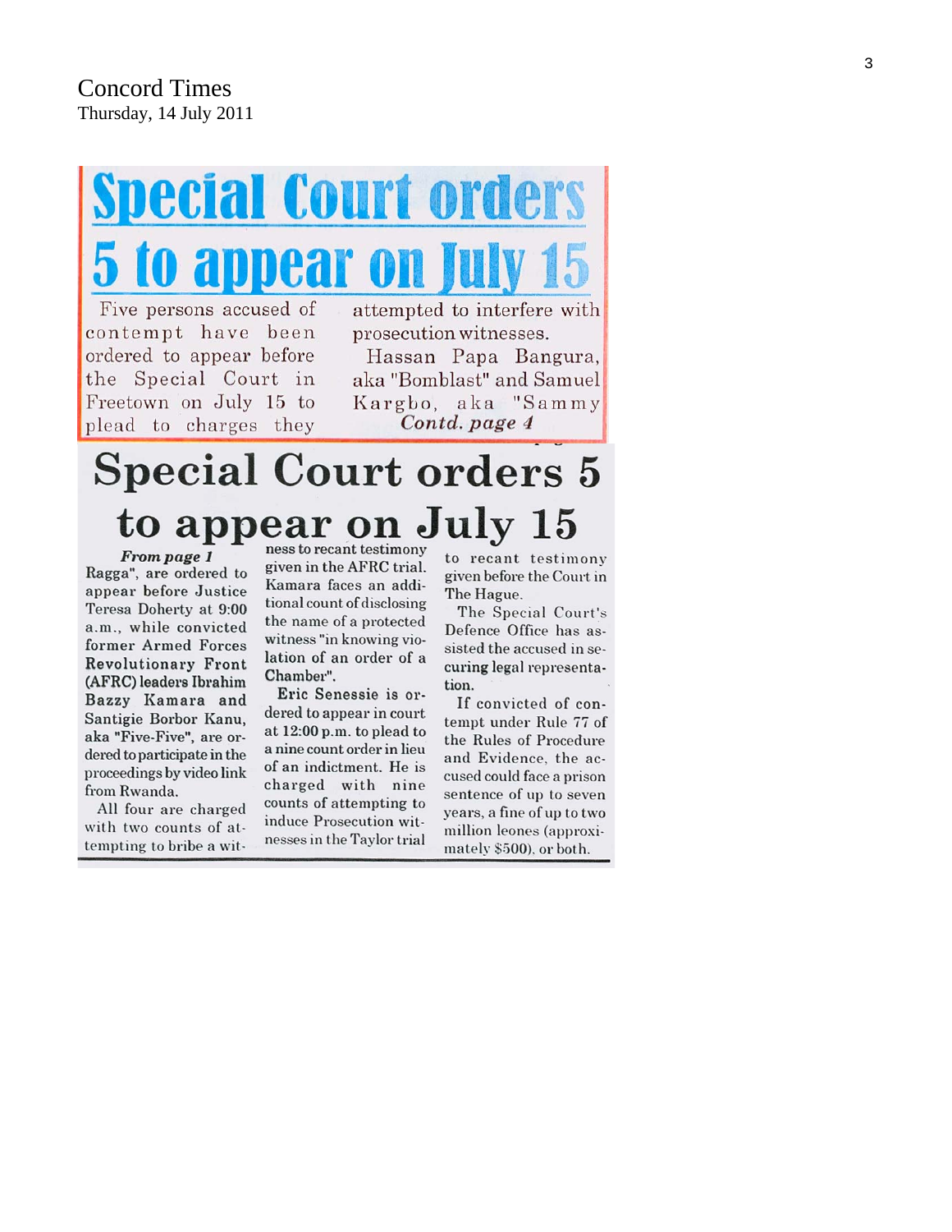Concord Times
Thursday, 14 July 2011

# Special Court orders 5 to appear on July 15

Five persons accused of contempt have been ordered to appear before the Special Court in Freetown on July 15 to plead to charges they attempted to interfere with prosecution witnesses.

Hassan Papa Bangura, aka "Bomblast" and Samuel Kargbo, aka "Sammy

*Contd. page 4*

# Special Court orders 5 to appear on July 15

***From page 1***

Ragga", are ordered to appear before Justice Teresa Doherty at 9:00 a.m., while convicted former Armed Forces Revolutionary Front (AFRC) leaders Ibrahim Bazzy Kamara and Santigie Borbor Kanu, aka "Five-Five", are ordered to participate in the proceedings by video link from Rwanda.

All four are charged with two counts of attempting to bribe a witness to recant testimony given in the AFRC trial. Kamara faces an additional count of disclosing the name of a protected witness "in knowing violation of an order of a Chamber".

Eric Senessie is ordered to appear in court at 12:00 p.m. to plead to a nine count order in lieu of an indictment. He is charged with nine counts of attempting to induce Prosecution witnesses in the Taylor trial to recant testimony given before the Court in The Hague.

The Special Court's Defence Office has assisted the accused in securing legal representation.

If convicted of contempt under Rule 77 of the Rules of Procedure and Evidence, the accused could face a prison sentence of up to seven years, a fine of up to two million leones (approximately $500), or both.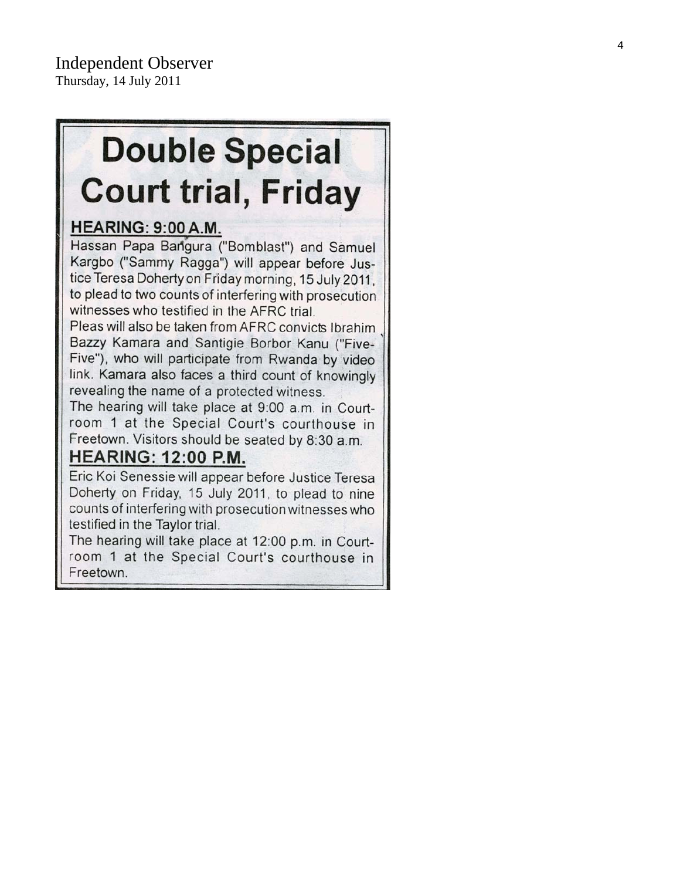Independent Observer
Thursday, 14 July 2011

# Double Special Court trial, Friday

## HEARING: 9:00 A.M.

Hassan Papa Bangura ("Bomblast") and Samuel Kargbo ("Sammy Ragga") will appear before Justice Teresa Doherty on Friday morning, 15 July 2011, to plead to two counts of interfering with prosecution witnesses who testified in the AFRC trial.

Pleas will also be taken from AFRC convicts Ibrahim Bazzy Kamara and Santigie Borbor Kanu ("Five-Five"), who will participate from Rwanda by video link. Kamara also faces a third count of knowingly revealing the name of a protected witness.

The hearing will take place at 9:00 a.m. in Courtroom 1 at the Special Court's courthouse in Freetown. Visitors should be seated by 8:30 a.m.

## HEARING: 12:00 P.M.

Eric Koi Senessie will appear before Justice Teresa Doherty on Friday, 15 July 2011, to plead to nine counts of interfering with prosecution witnesses who testified in the Taylor trial.

The hearing will take place at 12:00 p.m. in Courtroom 1 at the Special Court's courthouse in Freetown.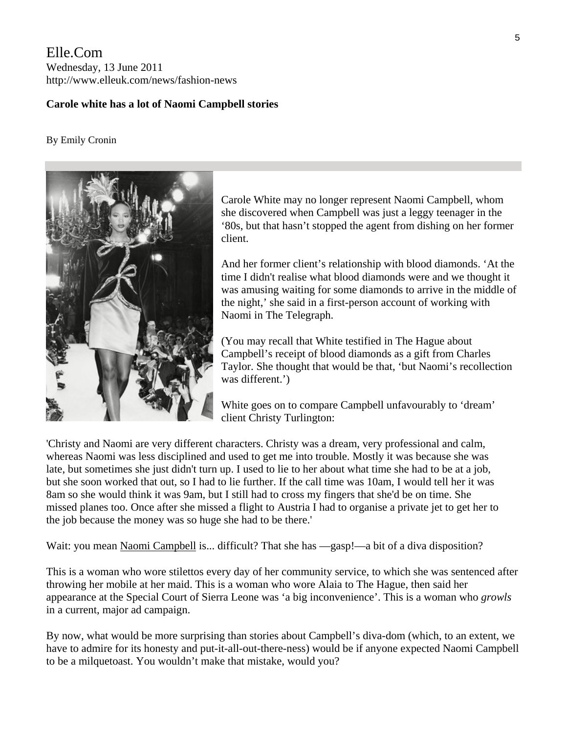Elle.Com
Wednesday, 13 June 2011
http://www.elleuk.com/news/fashion-news

**Carole white has a lot of Naomi Campbell stories**

By Emily Cronin

Carole White may no longer represent Naomi Campbell, whom she discovered when Campbell was just a leggy teenager in the '80s, but that hasn't stopped the agent from dishing on her former client.

And her former client's relationship with blood diamonds. 'At the time I didn't realise what blood diamonds were and we thought it was amusing waiting for some diamonds to arrive in the middle of the night,' she said in a first-person account of working with Naomi in The Telegraph.

(You may recall that White testified in The Hague about Campbell's receipt of blood diamonds as a gift from Charles Taylor. She thought that would be that, 'but Naomi's recollection was different.')

White goes on to compare Campbell unfavourably to 'dream' client Christy Turlington:

'Christy and Naomi are very different characters. Christy was a dream, very professional and calm, whereas Naomi was less disciplined and used to get me into trouble. Mostly it was because she was late, but sometimes she just didn't turn up. I used to lie to her about what time she had to be at a job, but she soon worked that out, so I had to lie further. If the call time was 10am, I would tell her it was 8am so she would think it was 9am, but I still had to cross my fingers that she'd be on time. She missed planes too. Once after she missed a flight to Austria I had to organise a private jet to get her to the job because the money was so huge she had to be there.'

Wait: you mean Naomi Campbell is... difficult? That she has —gasp!—a bit of a diva disposition?

This is a woman who wore stilettos every day of her community service, to which she was sentenced after throwing her mobile at her maid. This is a woman who wore Alaia to The Hague, then said her appearance at the Special Court of Sierra Leone was 'a big inconvenience'. This is a woman who *growls* in a current, major ad campaign.

By now, what would be more surprising than stories about Campbell's diva-dom (which, to an extent, we have to admire for its honesty and put-it-all-out-there-ness) would be if anyone expected Naomi Campbell to be a milquetoast. You wouldn't make that mistake, would you?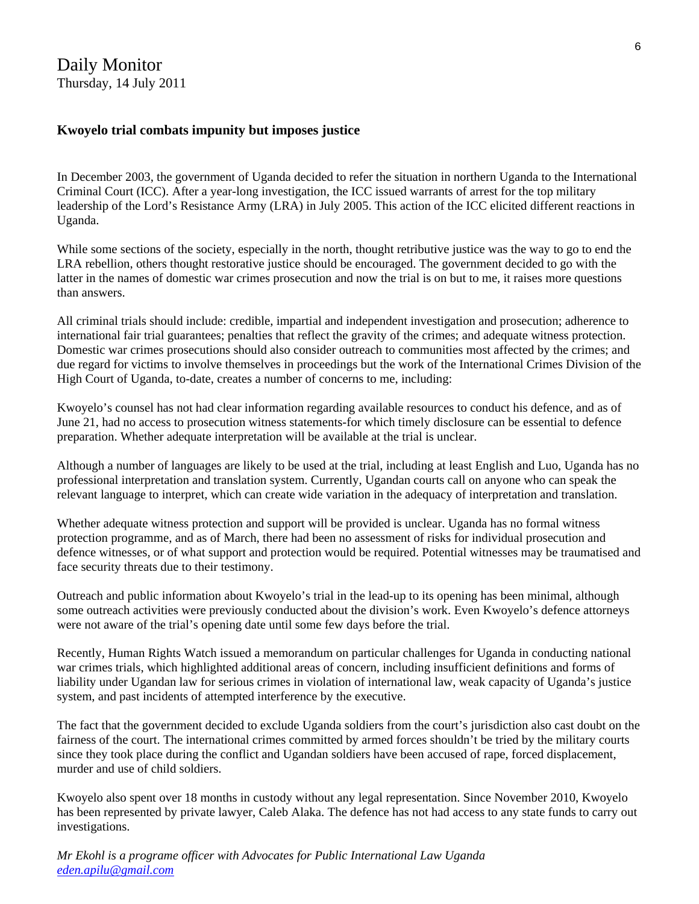Daily Monitor
Thursday, 14 July 2011

### Kwoyelo trial combats impunity but imposes justice

In December 2003, the government of Uganda decided to refer the situation in northern Uganda to the International Criminal Court (ICC). After a year-long investigation, the ICC issued warrants of arrest for the top military leadership of the Lord's Resistance Army (LRA) in July 2005. This action of the ICC elicited different reactions in Uganda.

While some sections of the society, especially in the north, thought retributive justice was the way to go to end the LRA rebellion, others thought restorative justice should be encouraged. The government decided to go with the latter in the names of domestic war crimes prosecution and now the trial is on but to me, it raises more questions than answers.

All criminal trials should include: credible, impartial and independent investigation and prosecution; adherence to international fair trial guarantees; penalties that reflect the gravity of the crimes; and adequate witness protection. Domestic war crimes prosecutions should also consider outreach to communities most affected by the crimes; and due regard for victims to involve themselves in proceedings but the work of the International Crimes Division of the High Court of Uganda, to-date, creates a number of concerns to me, including:

Kwoyelo's counsel has not had clear information regarding available resources to conduct his defence, and as of June 21, had no access to prosecution witness statements-for which timely disclosure can be essential to defence preparation. Whether adequate interpretation will be available at the trial is unclear.

Although a number of languages are likely to be used at the trial, including at least English and Luo, Uganda has no professional interpretation and translation system. Currently, Ugandan courts call on anyone who can speak the relevant language to interpret, which can create wide variation in the adequacy of interpretation and translation.

Whether adequate witness protection and support will be provided is unclear. Uganda has no formal witness protection programme, and as of March, there had been no assessment of risks for individual prosecution and defence witnesses, or of what support and protection would be required. Potential witnesses may be traumatised and face security threats due to their testimony.

Outreach and public information about Kwoyelo's trial in the lead-up to its opening has been minimal, although some outreach activities were previously conducted about the division's work. Even Kwoyelo's defence attorneys were not aware of the trial's opening date until some few days before the trial.

Recently, Human Rights Watch issued a memorandum on particular challenges for Uganda in conducting national war crimes trials, which highlighted additional areas of concern, including insufficient definitions and forms of liability under Ugandan law for serious crimes in violation of international law, weak capacity of Uganda's justice system, and past incidents of attempted interference by the executive.

The fact that the government decided to exclude Uganda soldiers from the court's jurisdiction also cast doubt on the fairness of the court. The international crimes committed by armed forces shouldn't be tried by the military courts since they took place during the conflict and Ugandan soldiers have been accused of rape, forced displacement, murder and use of child soldiers.

Kwoyelo also spent over 18 months in custody without any legal representation. Since November 2010, Kwoyelo has been represented by private lawyer, Caleb Alaka. The defence has not had access to any state funds to carry out investigations.

*Mr Ekohl is a programe officer with Advocates for Public International Law Uganda*
*eden.apilu@gmail.com*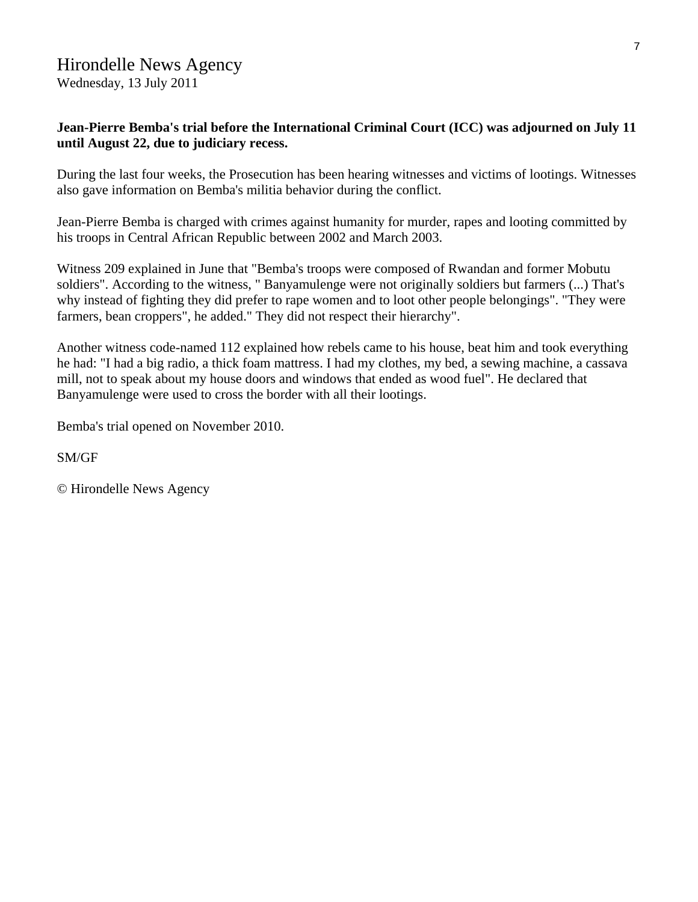## Hirondelle News Agency
Wednesday, 13 July 2011

**Jean-Pierre Bemba's trial before the International Criminal Court (ICC) was adjourned on July 11 until August 22, due to judiciary recess.**

During the last four weeks, the Prosecution has been hearing witnesses and victims of lootings. Witnesses also gave information on Bemba's militia behavior during the conflict.

Jean-Pierre Bemba is charged with crimes against humanity for murder, rapes and looting committed by his troops in Central African Republic between 2002 and March 2003.

Witness 209 explained in June that "Bemba's troops were composed of Rwandan and former Mobutu soldiers". According to the witness, " Banyamulenge were not originally soldiers but farmers (...) That's why instead of fighting they did prefer to rape women and to loot other people belongings". "They were farmers, bean croppers", he added." They did not respect their hierarchy".

Another witness code-named 112 explained how rebels came to his house, beat him and took everything he had: "I had a big radio, a thick foam mattress. I had my clothes, my bed, a sewing machine, a cassava mill, not to speak about my house doors and windows that ended as wood fuel". He declared that Banyamulenge were used to cross the border with all their lootings.

Bemba's trial opened on November 2010.

SM/GF

© Hirondelle News Agency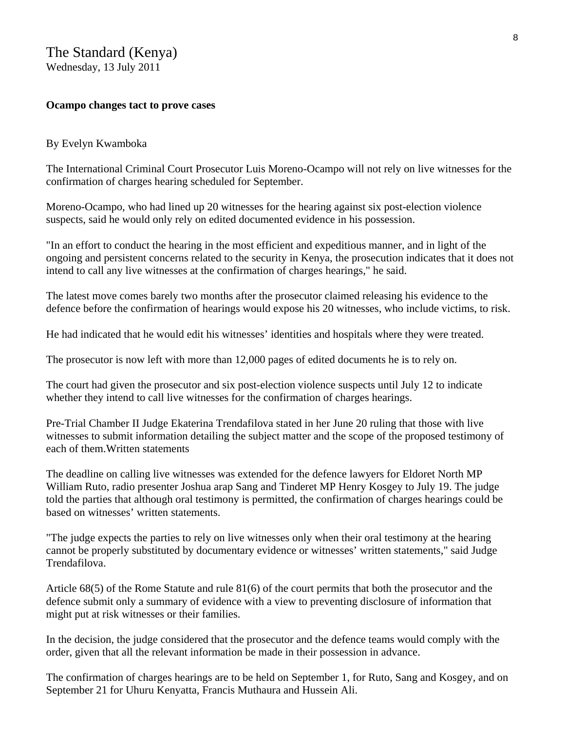The Standard (Kenya)
Wednesday, 13 July 2011

**Ocampo changes tact to prove cases**

By Evelyn Kwamboka

The International Criminal Court Prosecutor Luis Moreno-Ocampo will not rely on live witnesses for the confirmation of charges hearing scheduled for September.

Moreno-Ocampo, who had lined up 20 witnesses for the hearing against six post-election violence suspects, said he would only rely on edited documented evidence in his possession.

"In an effort to conduct the hearing in the most efficient and expeditious manner, and in light of the ongoing and persistent concerns related to the security in Kenya, the prosecution indicates that it does not intend to call any live witnesses at the confirmation of charges hearings," he said.

The latest move comes barely two months after the prosecutor claimed releasing his evidence to the defence before the confirmation of hearings would expose his 20 witnesses, who include victims, to risk.

He had indicated that he would edit his witnesses' identities and hospitals where they were treated.

The prosecutor is now left with more than 12,000 pages of edited documents he is to rely on.

The court had given the prosecutor and six post-election violence suspects until July 12 to indicate whether they intend to call live witnesses for the confirmation of charges hearings.

Pre-Trial Chamber II Judge Ekaterina Trendafilova stated in her June 20 ruling that those with live witnesses to submit information detailing the subject matter and the scope of the proposed testimony of each of them.Written statements

The deadline on calling live witnesses was extended for the defence lawyers for Eldoret North MP William Ruto, radio presenter Joshua arap Sang and Tinderet MP Henry Kosgey to July 19. The judge told the parties that although oral testimony is permitted, the confirmation of charges hearings could be based on witnesses' written statements.

"The judge expects the parties to rely on live witnesses only when their oral testimony at the hearing cannot be properly substituted by documentary evidence or witnesses' written statements," said Judge Trendafilova.

Article 68(5) of the Rome Statute and rule 81(6) of the court permits that both the prosecutor and the defence submit only a summary of evidence with a view to preventing disclosure of information that might put at risk witnesses or their families.

In the decision, the judge considered that the prosecutor and the defence teams would comply with the order, given that all the relevant information be made in their possession in advance.

The confirmation of charges hearings are to be held on September 1, for Ruto, Sang and Kosgey, and on September 21 for Uhuru Kenyatta, Francis Muthaura and Hussein Ali.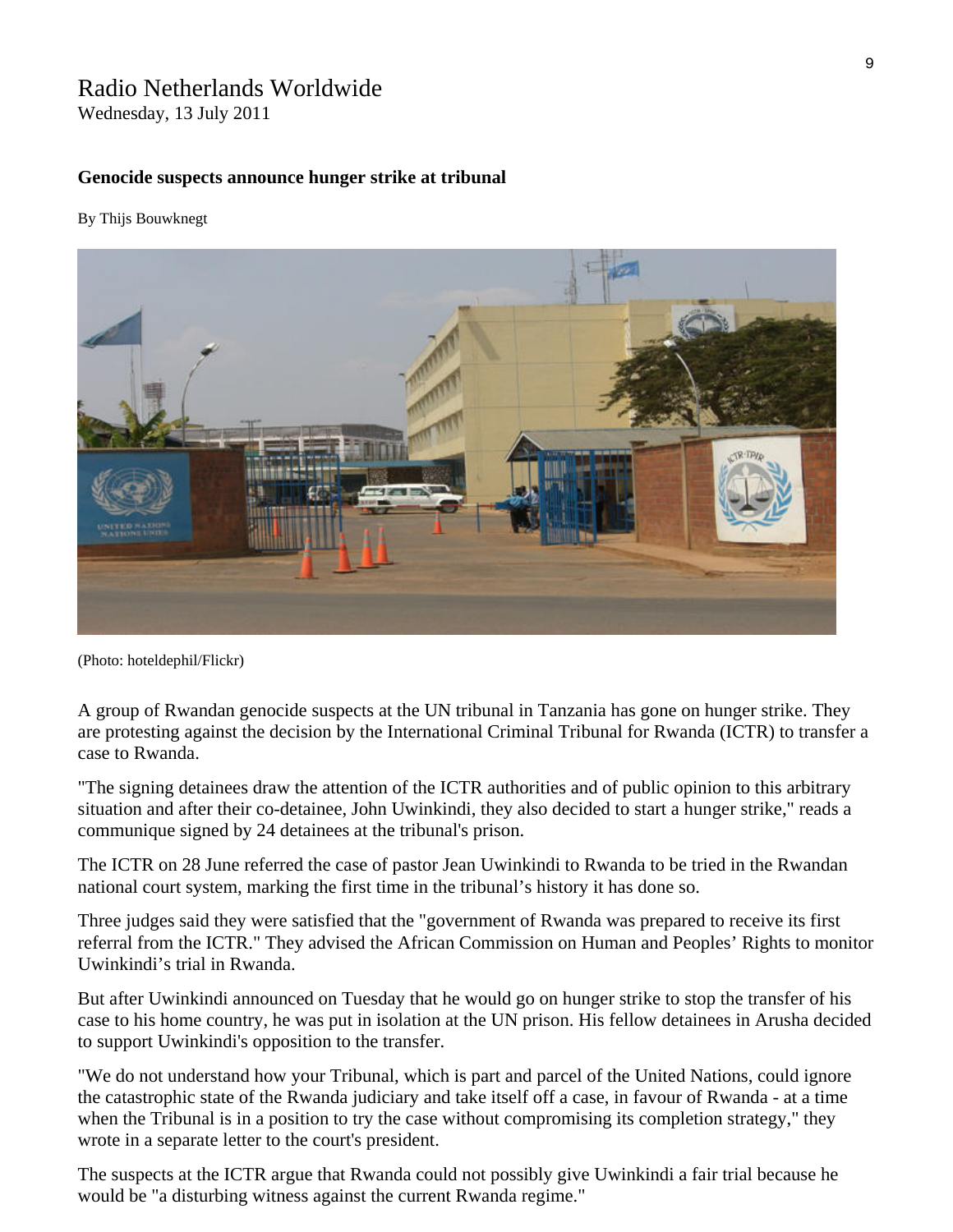# Radio Netherlands Worldwide

Wednesday, 13 July 2011

**Genocide suspects announce hunger strike at tribunal**

By Thijs Bouwknegt

(Photo: hoteldephil/Flickr)

A group of Rwandan genocide suspects at the UN tribunal in Tanzania has gone on hunger strike. They are protesting against the decision by the International Criminal Tribunal for Rwanda (ICTR) to transfer a case to Rwanda.

"The signing detainees draw the attention of the ICTR authorities and of public opinion to this arbitrary situation and after their co-detainee, John Uwinkindi, they also decided to start a hunger strike," reads a communique signed by 24 detainees at the tribunal's prison.

The ICTR on 28 June referred the case of pastor Jean Uwinkindi to Rwanda to be tried in the Rwandan national court system, marking the first time in the tribunal's history it has done so.

Three judges said they were satisfied that the "government of Rwanda was prepared to receive its first referral from the ICTR." They advised the African Commission on Human and Peoples' Rights to monitor Uwinkindi's trial in Rwanda.

But after Uwinkindi announced on Tuesday that he would go on hunger strike to stop the transfer of his case to his home country, he was put in isolation at the UN prison. His fellow detainees in Arusha decided to support Uwinkindi's opposition to the transfer.

"We do not understand how your Tribunal, which is part and parcel of the United Nations, could ignore the catastrophic state of the Rwanda judiciary and take itself off a case, in favour of Rwanda - at a time when the Tribunal is in a position to try the case without compromising its completion strategy," they wrote in a separate letter to the court's president.

The suspects at the ICTR argue that Rwanda could not possibly give Uwinkindi a fair trial because he would be "a disturbing witness against the current Rwanda regime."